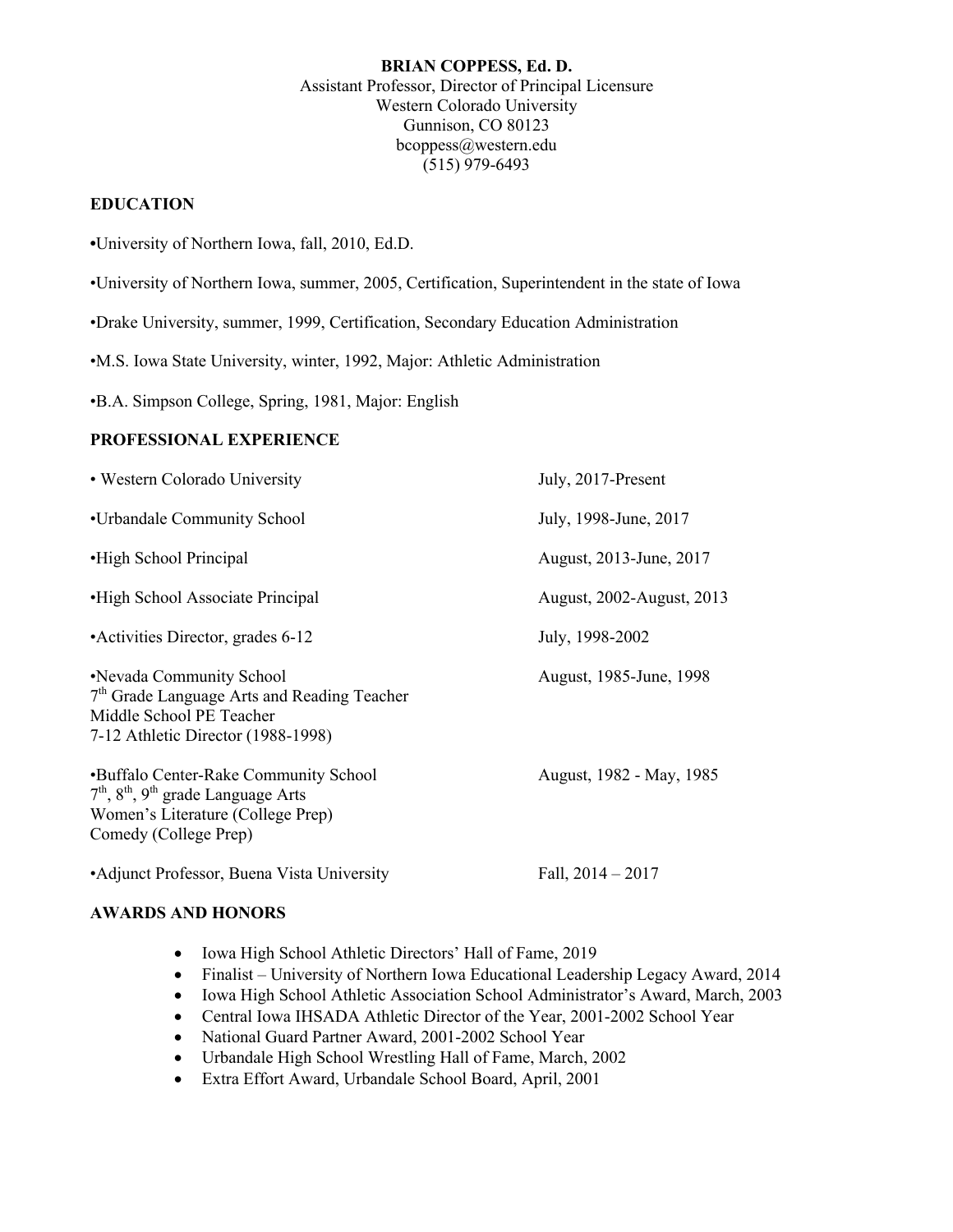**BRIAN COPPESS, Ed. D.**
Assistant Professor, Director of Principal Licensure
Western Colorado University
Gunnison, CO 80123
bcoppess@western.edu
(515) 979-6493

## EDUCATION

- University of Northern Iowa, fall, 2010, Ed.D.
- University of Northern Iowa, summer, 2005, Certification, Superintendent in the state of Iowa
- Drake University, summer, 1999, Certification, Secondary Education Administration
- M.S. Iowa State University, winter, 1992, Major: Athletic Administration
- B.A. Simpson College, Spring, 1981, Major: English

## PROFESSIONAL EXPERIENCE

| | |
|---|---|
| • Western Colorado University | July, 2017-Present |
| •Urbandale Community School | July, 1998-June, 2017 |
| •High School Principal | August, 2013-June, 2017 |
| •High School Associate Principal | August, 2002-August, 2013 |
| •Activities Director, grades 6-12 | July, 1998-2002 |
| •Nevada Community School<br>7th Grade Language Arts and Reading Teacher<br>Middle School PE Teacher<br>7-12 Athletic Director (1988-1998) | August, 1985-June, 1998 |
| •Buffalo Center-Rake Community School<br>7th, 8th, 9th grade Language Arts<br>Women's Literature (College Prep)<br>Comedy (College Prep) | August, 1982 - May, 1985 |
| •Adjunct Professor, Buena Vista University | Fall, 2014 – 2017 |

## AWARDS AND HONORS

- Iowa High School Athletic Directors' Hall of Fame, 2019
- Finalist – University of Northern Iowa Educational Leadership Legacy Award, 2014
- Iowa High School Athletic Association School Administrator's Award, March, 2003
- Central Iowa IHSADA Athletic Director of the Year, 2001-2002 School Year
- National Guard Partner Award, 2001-2002 School Year
- Urbandale High School Wrestling Hall of Fame, March, 2002
- Extra Effort Award, Urbandale School Board, April, 2001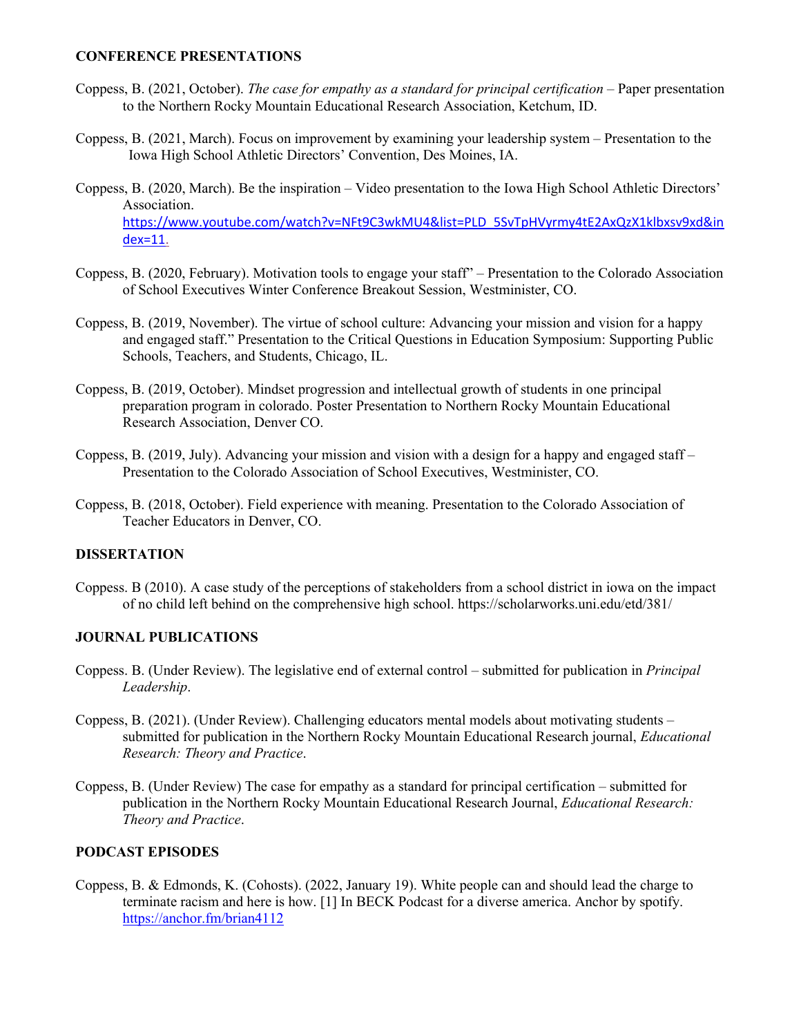**CONFERENCE PRESENTATIONS**

Coppess, B. (2021, October). *The case for empathy as a standard for principal certification* – Paper presentation to the Northern Rocky Mountain Educational Research Association, Ketchum, ID.

Coppess, B. (2021, March). Focus on improvement by examining your leadership system – Presentation to the Iowa High School Athletic Directors' Convention, Des Moines, IA.

Coppess, B. (2020, March). Be the inspiration – Video presentation to the Iowa High School Athletic Directors' Association. https://www.youtube.com/watch?v=NFt9C3wkMU4&list=PLD_5SvTpHVyrmy4tE2AxQzX1klbxsv9xd&index=11.

Coppess, B. (2020, February). Motivation tools to engage your staff" – Presentation to the Colorado Association of School Executives Winter Conference Breakout Session, Westminister, CO.

Coppess, B. (2019, November). The virtue of school culture: Advancing your mission and vision for a happy and engaged staff." Presentation to the Critical Questions in Education Symposium: Supporting Public Schools, Teachers, and Students, Chicago, IL.

Coppess, B. (2019, October). Mindset progression and intellectual growth of students in one principal preparation program in colorado. Poster Presentation to Northern Rocky Mountain Educational Research Association, Denver CO.

Coppess, B. (2019, July). Advancing your mission and vision with a design for a happy and engaged staff – Presentation to the Colorado Association of School Executives, Westminister, CO.

Coppess, B. (2018, October). Field experience with meaning. Presentation to the Colorado Association of Teacher Educators in Denver, CO.

**DISSERTATION**

Coppess. B (2010). A case study of the perceptions of stakeholders from a school district in iowa on the impact of no child left behind on the comprehensive high school. https://scholarworks.uni.edu/etd/381/

**JOURNAL PUBLICATIONS**

Coppess. B. (Under Review). The legislative end of external control – submitted for publication in *Principal Leadership*.

Coppess, B. (2021). (Under Review). Challenging educators mental models about motivating students – submitted for publication in the Northern Rocky Mountain Educational Research journal, *Educational Research: Theory and Practice*.

Coppess, B. (Under Review) The case for empathy as a standard for principal certification – submitted for publication in the Northern Rocky Mountain Educational Research Journal, *Educational Research: Theory and Practice*.

**PODCAST EPISODES**

Coppess, B. & Edmonds, K. (Cohosts). (2022, January 19). White people can and should lead the charge to terminate racism and here is how. [1] In BECK Podcast for a diverse america. Anchor by spotify. https://anchor.fm/brian4112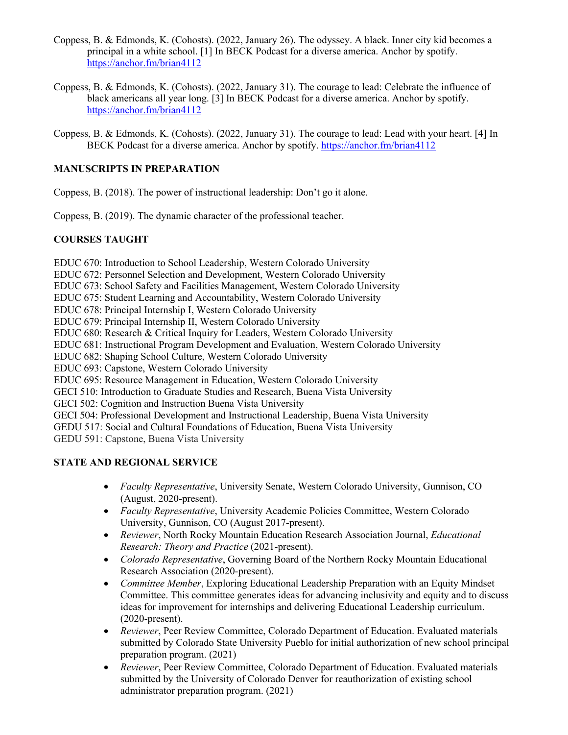Coppess, B. & Edmonds, K. (Cohosts). (2022, January 26). The odyssey. A black. Inner city kid becomes a principal in a white school. [1] In BECK Podcast for a diverse america. Anchor by spotify. https://anchor.fm/brian4112

Coppess, B. & Edmonds, K. (Cohosts). (2022, January 31). The courage to lead: Celebrate the influence of black americans all year long. [3] In BECK Podcast for a diverse america. Anchor by spotify. https://anchor.fm/brian4112

Coppess, B. & Edmonds, K. (Cohosts). (2022, January 31). The courage to lead: Lead with your heart. [4] In BECK Podcast for a diverse america. Anchor by spotify. https://anchor.fm/brian4112

**MANUSCRIPTS IN PREPARATION**

Coppess, B. (2018). The power of instructional leadership: Don't go it alone.

Coppess, B. (2019). The dynamic character of the professional teacher.

**COURSES TAUGHT**

EDUC 670: Introduction to School Leadership, Western Colorado University
EDUC 672: Personnel Selection and Development, Western Colorado University
EDUC 673: School Safety and Facilities Management, Western Colorado University
EDUC 675: Student Learning and Accountability, Western Colorado University
EDUC 678: Principal Internship I, Western Colorado University
EDUC 679: Principal Internship II, Western Colorado University
EDUC 680: Research & Critical Inquiry for Leaders, Western Colorado University
EDUC 681: Instructional Program Development and Evaluation, Western Colorado University
EDUC 682: Shaping School Culture, Western Colorado University
EDUC 693: Capstone, Western Colorado University
EDUC 695: Resource Management in Education, Western Colorado University
GECI 510: Introduction to Graduate Studies and Research, Buena Vista University
GECI 502: Cognition and Instruction Buena Vista University
GECI 504: Professional Development and Instructional Leadership, Buena Vista University
GEDU 517: Social and Cultural Foundations of Education, Buena Vista University
GEDU 591: Capstone, Buena Vista University

**STATE AND REGIONAL SERVICE**

- *Faculty Representative*, University Senate, Western Colorado University, Gunnison, CO (August, 2020-present).
- *Faculty Representative*, University Academic Policies Committee, Western Colorado University, Gunnison, CO (August 2017-present).
- *Reviewer*, North Rocky Mountain Education Research Association Journal, *Educational Research: Theory and Practice* (2021-present).
- *Colorado Representative*, Governing Board of the Northern Rocky Mountain Educational Research Association (2020-present).
- *Committee Member*, Exploring Educational Leadership Preparation with an Equity Mindset Committee. This committee generates ideas for advancing inclusivity and equity and to discuss ideas for improvement for internships and delivering Educational Leadership curriculum. (2020-present).
- *Reviewer*, Peer Review Committee, Colorado Department of Education. Evaluated materials submitted by Colorado State University Pueblo for initial authorization of new school principal preparation program. (2021)
- *Reviewer*, Peer Review Committee, Colorado Department of Education. Evaluated materials submitted by the University of Colorado Denver for reauthorization of existing school administrator preparation program. (2021)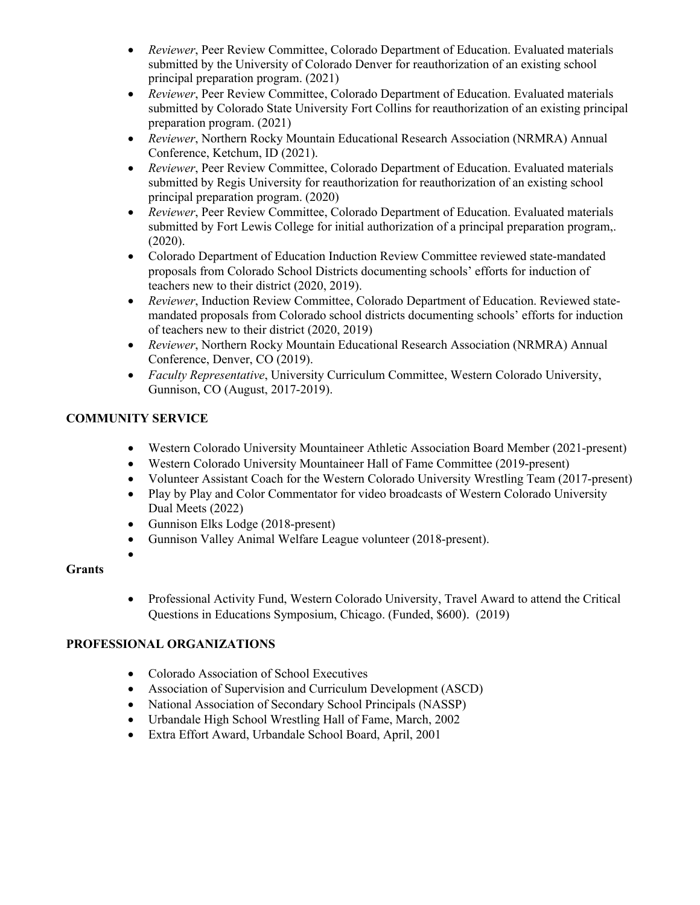- *Reviewer*, Peer Review Committee, Colorado Department of Education. Evaluated materials submitted by the University of Colorado Denver for reauthorization of an existing school principal preparation program. (2021)
- *Reviewer*, Peer Review Committee, Colorado Department of Education. Evaluated materials submitted by Colorado State University Fort Collins for reauthorization of an existing principal preparation program. (2021)
- *Reviewer*, Northern Rocky Mountain Educational Research Association (NRMRA) Annual Conference, Ketchum, ID (2021).
- *Reviewer*, Peer Review Committee, Colorado Department of Education. Evaluated materials submitted by Regis University for reauthorization for reauthorization of an existing school principal preparation program. (2020)
- *Reviewer*, Peer Review Committee, Colorado Department of Education. Evaluated materials submitted by Fort Lewis College for initial authorization of a principal preparation program,. (2020).
- Colorado Department of Education Induction Review Committee reviewed state-mandated proposals from Colorado School Districts documenting schools' efforts for induction of teachers new to their district (2020, 2019).
- *Reviewer*, Induction Review Committee, Colorado Department of Education. Reviewed state-mandated proposals from Colorado school districts documenting schools' efforts for induction of teachers new to their district (2020, 2019)
- *Reviewer*, Northern Rocky Mountain Educational Research Association (NRMRA) Annual Conference, Denver, CO (2019).
- *Faculty Representative*, University Curriculum Committee, Western Colorado University, Gunnison, CO (August, 2017-2019).

**COMMUNITY SERVICE**

- Western Colorado University Mountaineer Athletic Association Board Member (2021-present)
- Western Colorado University Mountaineer Hall of Fame Committee (2019-present)
- Volunteer Assistant Coach for the Western Colorado University Wrestling Team (2017-present)
- Play by Play and Color Commentator for video broadcasts of Western Colorado University Dual Meets (2022)
- Gunnison Elks Lodge (2018-present)
- Gunnison Valley Animal Welfare League volunteer (2018-present).

**Grants**

- Professional Activity Fund, Western Colorado University, Travel Award to attend the Critical Questions in Educations Symposium, Chicago. (Funded, $600). (2019)

**PROFESSIONAL ORGANIZATIONS**

- Colorado Association of School Executives
- Association of Supervision and Curriculum Development (ASCD)
- National Association of Secondary School Principals (NASSP)
- Urbandale High School Wrestling Hall of Fame, March, 2002
- Extra Effort Award, Urbandale School Board, April, 2001